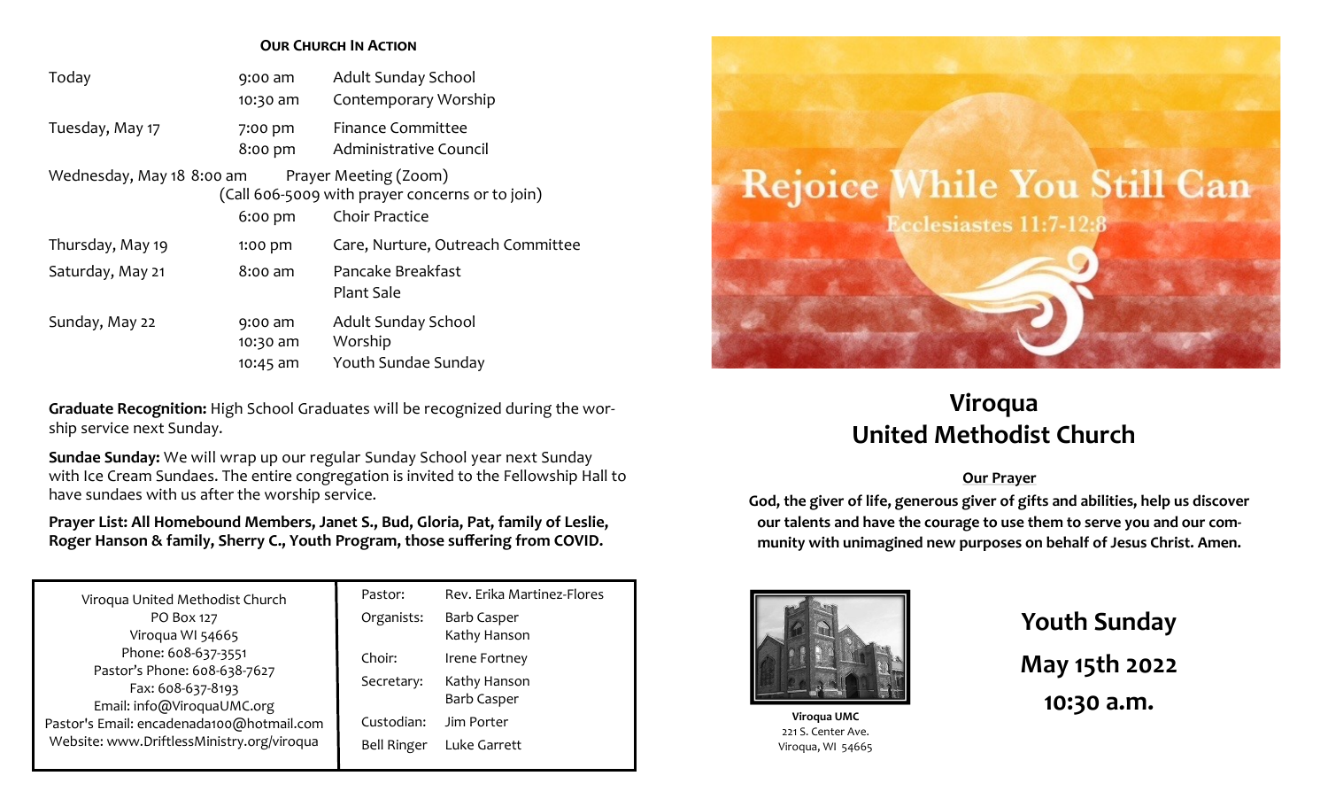## Our Church In Action

| | | |
|---|---|---|
| Today | 9:00 am | Adult Sunday School |
| | 10:30 am | Contemporary Worship |
| Tuesday, May 17 | 7:00 pm | Finance Committee |
| | 8:00 pm | Administrative Council |
| Wednesday, May 18 | 8:00 am | Prayer Meeting (Zoom) (Call 606-5009 with prayer concerns or to join) |
| | 6:00 pm | Choir Practice |
| Thursday, May 19 | 1:00 pm | Care, Nurture, Outreach Committee |
| Saturday, May 21 | 8:00 am | Pancake Breakfast |
| | | Plant Sale |
| Sunday, May 22 | 9:00 am | Adult Sunday School |
| | 10:30 am | Worship |
| | 10:45 am | Youth Sundae Sunday |

**Graduate Recognition:** High School Graduates will be recognized during the worship service next Sunday.

**Sundae Sunday:** We will wrap up our regular Sunday School year next Sunday with Ice Cream Sundaes. The entire congregation is invited to the Fellowship Hall to have sundaes with us after the worship service.

**Prayer List: All Homebound Members, Janet S., Bud, Gloria, Pat, family of Leslie, Roger Hanson & family, Sherry C., Youth Program, those suffering from COVID.**

Viroqua United Methodist Church
PO Box 127
Viroqua WI 54665
Phone: 608-637-3551
Pastor's Phone: 608-638-7627
Fax: 608-637-8193
Email: info@ViroquaUMC.org
Pastor's Email: encadenada100@hotmail.com
Website: www.DriftlessMinistry.org/viroqua

| | |
|---|---|
| Pastor: | Rev. Erika Martinez-Flores |
| Organists: | Barb Casper, Kathy Hanson |
| Choir: | Irene Fortney |
| Secretary: | Kathy Hanson, Barb Casper |
| Custodian: | Jim Porter |
| Bell Ringer | Luke Garrett |

Rejoice While You Still Can
Ecclesiastes 11:7-12:8

# Viroqua United Methodist Church

**Our Prayer**

**God, the giver of life, generous giver of gifts and abilities, help us discover our talents and have the courage to use them to serve you and our community with unimagined new purposes on behalf of Jesus Christ. Amen.**

**Viroqua UMC**
221 S. Center Ave.
Viroqua, WI 54665

## Youth Sunday
## May 15th 2022
## 10:30 a.m.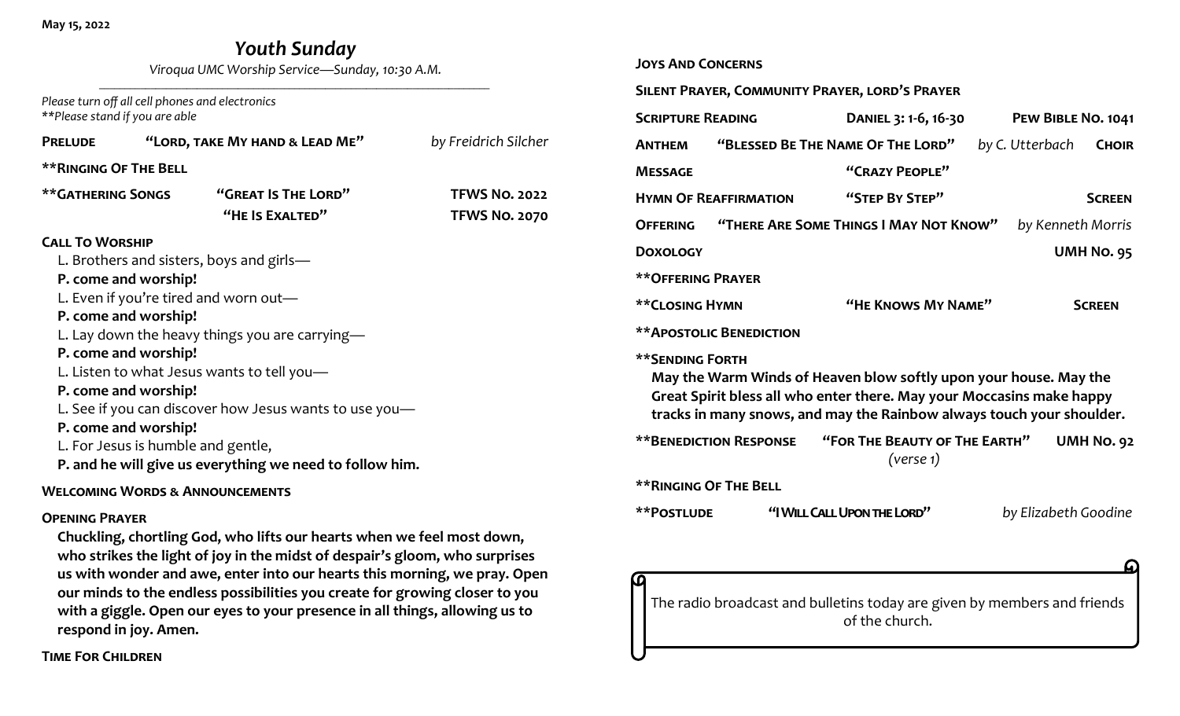May 15, 2022

# *Youth Sunday*

*Viroqua UMC Worship Service—Sunday, 10:30 A.M.*

*Please turn off all cell phones and electronics*
*\*\*Please stand if you are able*

**PRELUDE** **"LORD, TAKE MY HAND & LEAD ME"** *by Freidrich Silcher*

**\*\*RINGING OF THE BELL**

**\*\*GATHERING SONGS** **"GREAT IS THE LORD"** **TFWS NO. 2022**
**"HE IS EXALTED"** **TFWS NO. 2070**

**CALL TO WORSHIP**

L. Brothers and sisters, boys and girls—
**P. come and worship!**
L. Even if you're tired and worn out—
**P. come and worship!**
L. Lay down the heavy things you are carrying—
**P. come and worship!**
L. Listen to what Jesus wants to tell you—
**P. come and worship!**
L. See if you can discover how Jesus wants to use you—
**P. come and worship!**
L. For Jesus is humble and gentle,
**P. and he will give us everything we need to follow him.**

**WELCOMING WORDS & ANNOUNCEMENTS**

**OPENING PRAYER**

**Chuckling, chortling God, who lifts our hearts when we feel most down, who strikes the light of joy in the midst of despair's gloom, who surprises us with wonder and awe, enter into our hearts this morning, we pray. Open our minds to the endless possibilities you create for growing closer to you with a giggle. Open our eyes to your presence in all things, allowing us to respond in joy. Amen.**

**TIME FOR CHILDREN**

**JOYS AND CONCERNS**

**SILENT PRAYER, COMMUNITY PRAYER, LORD'S PRAYER**

**SCRIPTURE READING** **DANIEL 3: 1-6, 16-30** **PEW BIBLE NO. 1041**

**ANTHEM** **"BLESSED BE THE NAME OF THE LORD"** *by C. Utterbach* **CHOIR**

**MESSAGE** **"CRAZY PEOPLE"**

**HYMN OF REAFFIRMATION** **"STEP BY STEP"** **SCREEN**

**OFFERING** **"THERE ARE SOME THINGS I MAY NOT KNOW"** *by Kenneth Morris*

**DOXOLOGY** **UMH NO. 95**

**\*\*OFFERING PRAYER**

**\*\*CLOSING HYMN** **"HE KNOWS MY NAME"** **SCREEN**

**\*\*APOSTOLIC BENEDICTION**

**\*\*SENDING FORTH**

**May the Warm Winds of Heaven blow softly upon your house. May the Great Spirit bless all who enter there. May your Moccasins make happy tracks in many snows, and may the Rainbow always touch your shoulder.**

**\*\*BENEDICTION RESPONSE** **"FOR THE BEAUTY OF THE EARTH"** *(verse 1)* **UMH NO. 92**

**\*\*RINGING OF THE BELL**

**\*\*POSTLUDE** **"I WILL CALL UPON THE LORD"** *by Elizabeth Goodine*

The radio broadcast and bulletins today are given by members and friends of the church.